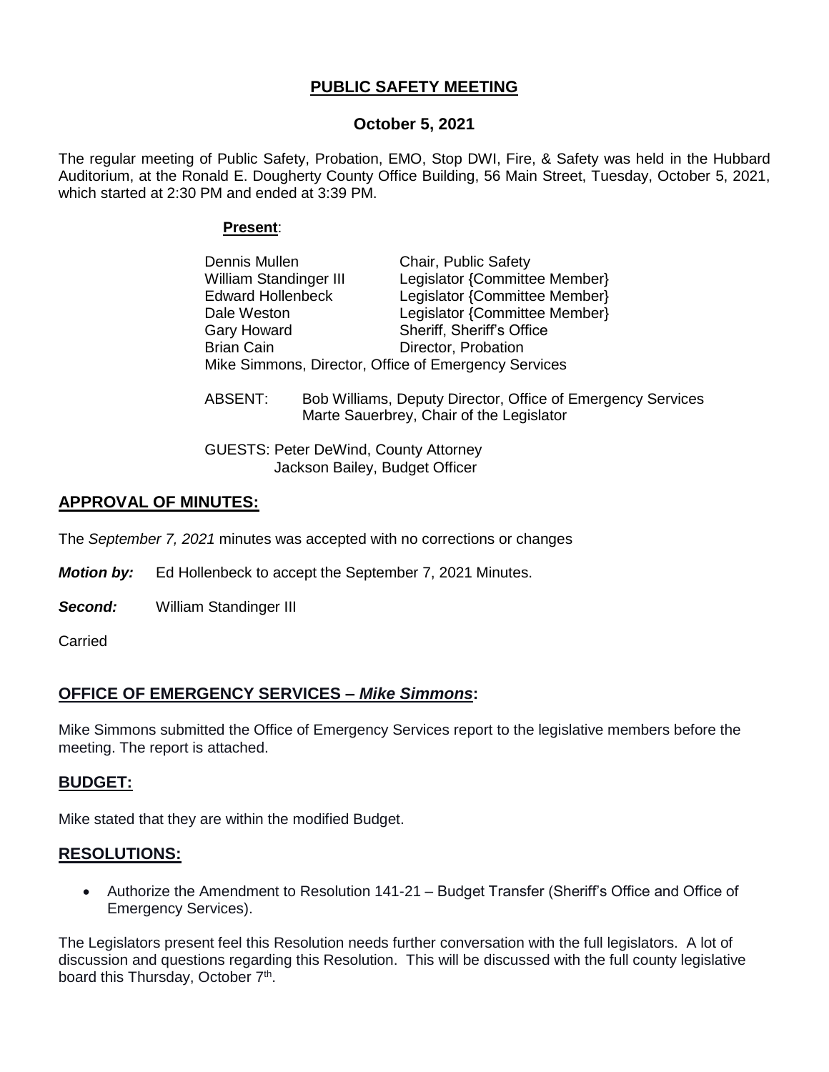# PUBLIC SAFETY MEETING

## October 5, 2021

The regular meeting of Public Safety, Probation, EMO, Stop DWI, Fire, & Safety was held in the Hubbard Auditorium, at the Ronald E. Dougherty County Office Building, 56 Main Street, Tuesday, October 5, 2021, which started at 2:30 PM and ended at 3:39 PM.

**Present**:

| | |
|---|---|
| Dennis Mullen | Chair, Public Safety |
| William Standinger III | Legislator {Committee Member} |
| Edward Hollenbeck | Legislator {Committee Member} |
| Dale Weston | Legislator {Committee Member} |
| Gary Howard | Sheriff, Sheriff's Office |
| Brian Cain | Director, Probation |

Mike Simmons, Director, Office of Emergency Services

ABSENT: Bob Williams, Deputy Director, Office of Emergency Services
Marte Sauerbrey, Chair of the Legislator

GUESTS: Peter DeWind, County Attorney
Jackson Bailey, Budget Officer

## APPROVAL OF MINUTES:

The *September 7, 2021* minutes was accepted with no corrections or changes

***Motion by:*** Ed Hollenbeck to accept the September 7, 2021 Minutes.

***Second:*** William Standinger III

Carried

## OFFICE OF EMERGENCY SERVICES – *Mike Simmons*:

Mike Simmons submitted the Office of Emergency Services report to the legislative members before the meeting. The report is attached.

## BUDGET:

Mike stated that they are within the modified Budget.

## RESOLUTIONS:

- Authorize the Amendment to Resolution 141-21 – Budget Transfer (Sheriff's Office and Office of Emergency Services).

The Legislators present feel this Resolution needs further conversation with the full legislators. A lot of discussion and questions regarding this Resolution. This will be discussed with the full county legislative board this Thursday, October 7th.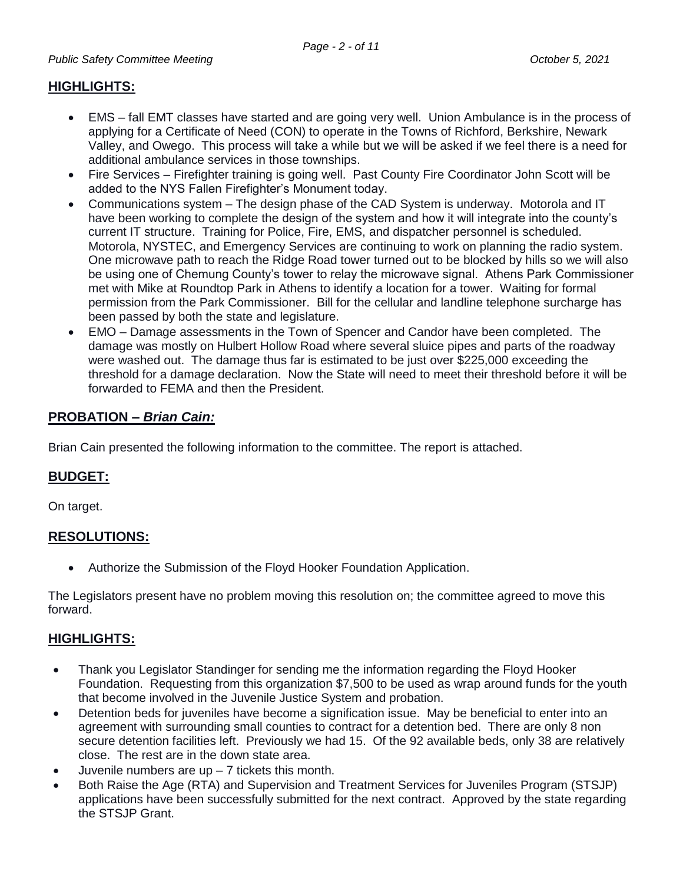## HIGHLIGHTS:

- EMS – fall EMT classes have started and are going very well. Union Ambulance is in the process of applying for a Certificate of Need (CON) to operate in the Towns of Richford, Berkshire, Newark Valley, and Owego. This process will take a while but we will be asked if we feel there is a need for additional ambulance services in those townships.
- Fire Services – Firefighter training is going well. Past County Fire Coordinator John Scott will be added to the NYS Fallen Firefighter's Monument today.
- Communications system – The design phase of the CAD System is underway. Motorola and IT have been working to complete the design of the system and how it will integrate into the county's current IT structure. Training for Police, Fire, EMS, and dispatcher personnel is scheduled. Motorola, NYSTEC, and Emergency Services are continuing to work on planning the radio system. One microwave path to reach the Ridge Road tower turned out to be blocked by hills so we will also be using one of Chemung County's tower to relay the microwave signal. Athens Park Commissioner met with Mike at Roundtop Park in Athens to identify a location for a tower. Waiting for formal permission from the Park Commissioner. Bill for the cellular and landline telephone surcharge has been passed by both the state and legislature.
- EMO – Damage assessments in the Town of Spencer and Candor have been completed. The damage was mostly on Hulbert Hollow Road where several sluice pipes and parts of the roadway were washed out. The damage thus far is estimated to be just over $225,000 exceeding the threshold for a damage declaration. Now the State will need to meet their threshold before it will be forwarded to FEMA and then the President.

## PROBATION – *Brian Cain:*

Brian Cain presented the following information to the committee. The report is attached.

## BUDGET:

On target.

## RESOLUTIONS:

- Authorize the Submission of the Floyd Hooker Foundation Application.

The Legislators present have no problem moving this resolution on; the committee agreed to move this forward.

## HIGHLIGHTS:

- Thank you Legislator Standinger for sending me the information regarding the Floyd Hooker Foundation. Requesting from this organization $7,500 to be used as wrap around funds for the youth that become involved in the Juvenile Justice System and probation.
- Detention beds for juveniles have become a signification issue. May be beneficial to enter into an agreement with surrounding small counties to contract for a detention bed. There are only 8 non secure detention facilities left. Previously we had 15. Of the 92 available beds, only 38 are relatively close. The rest are in the down state area.
- Juvenile numbers are up – 7 tickets this month.
- Both Raise the Age (RTA) and Supervision and Treatment Services for Juveniles Program (STSJP) applications have been successfully submitted for the next contract. Approved by the state regarding the STSJP Grant.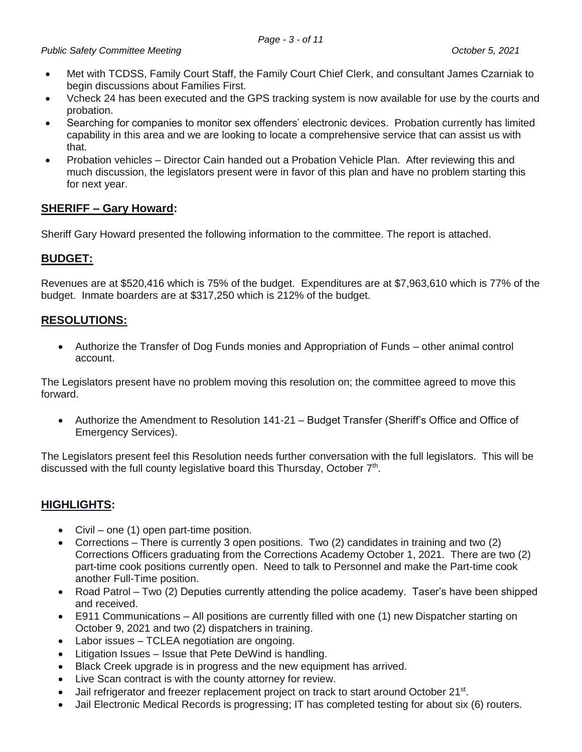- Met with TCDSS, Family Court Staff, the Family Court Chief Clerk, and consultant James Czarniak to begin discussions about Families First.
- Vcheck 24 has been executed and the GPS tracking system is now available for use by the courts and probation.
- Searching for companies to monitor sex offenders' electronic devices. Probation currently has limited capability in this area and we are looking to locate a comprehensive service that can assist us with that.
- Probation vehicles – Director Cain handed out a Probation Vehicle Plan. After reviewing this and much discussion, the legislators present were in favor of this plan and have no problem starting this for next year.

## SHERIFF – Gary Howard:

Sheriff Gary Howard presented the following information to the committee. The report is attached.

## BUDGET:

Revenues are at $520,416 which is 75% of the budget. Expenditures are at $7,963,610 which is 77% of the budget. Inmate boarders are at $317,250 which is 212% of the budget.

## RESOLUTIONS:

- Authorize the Transfer of Dog Funds monies and Appropriation of Funds – other animal control account.

The Legislators present have no problem moving this resolution on; the committee agreed to move this forward.

- Authorize the Amendment to Resolution 141-21 – Budget Transfer (Sheriff's Office and Office of Emergency Services).

The Legislators present feel this Resolution needs further conversation with the full legislators. This will be discussed with the full county legislative board this Thursday, October 7th.

## HIGHLIGHTS:

- Civil – one (1) open part-time position.
- Corrections – There is currently 3 open positions. Two (2) candidates in training and two (2) Corrections Officers graduating from the Corrections Academy October 1, 2021. There are two (2) part-time cook positions currently open. Need to talk to Personnel and make the Part-time cook another Full-Time position.
- Road Patrol – Two (2) Deputies currently attending the police academy. Taser's have been shipped and received.
- E911 Communications – All positions are currently filled with one (1) new Dispatcher starting on October 9, 2021 and two (2) dispatchers in training.
- Labor issues – TCLEA negotiation are ongoing.
- Litigation Issues – Issue that Pete DeWind is handling.
- Black Creek upgrade is in progress and the new equipment has arrived.
- Live Scan contract is with the county attorney for review.
- Jail refrigerator and freezer replacement project on track to start around October 21st.
- Jail Electronic Medical Records is progressing; IT has completed testing for about six (6) routers.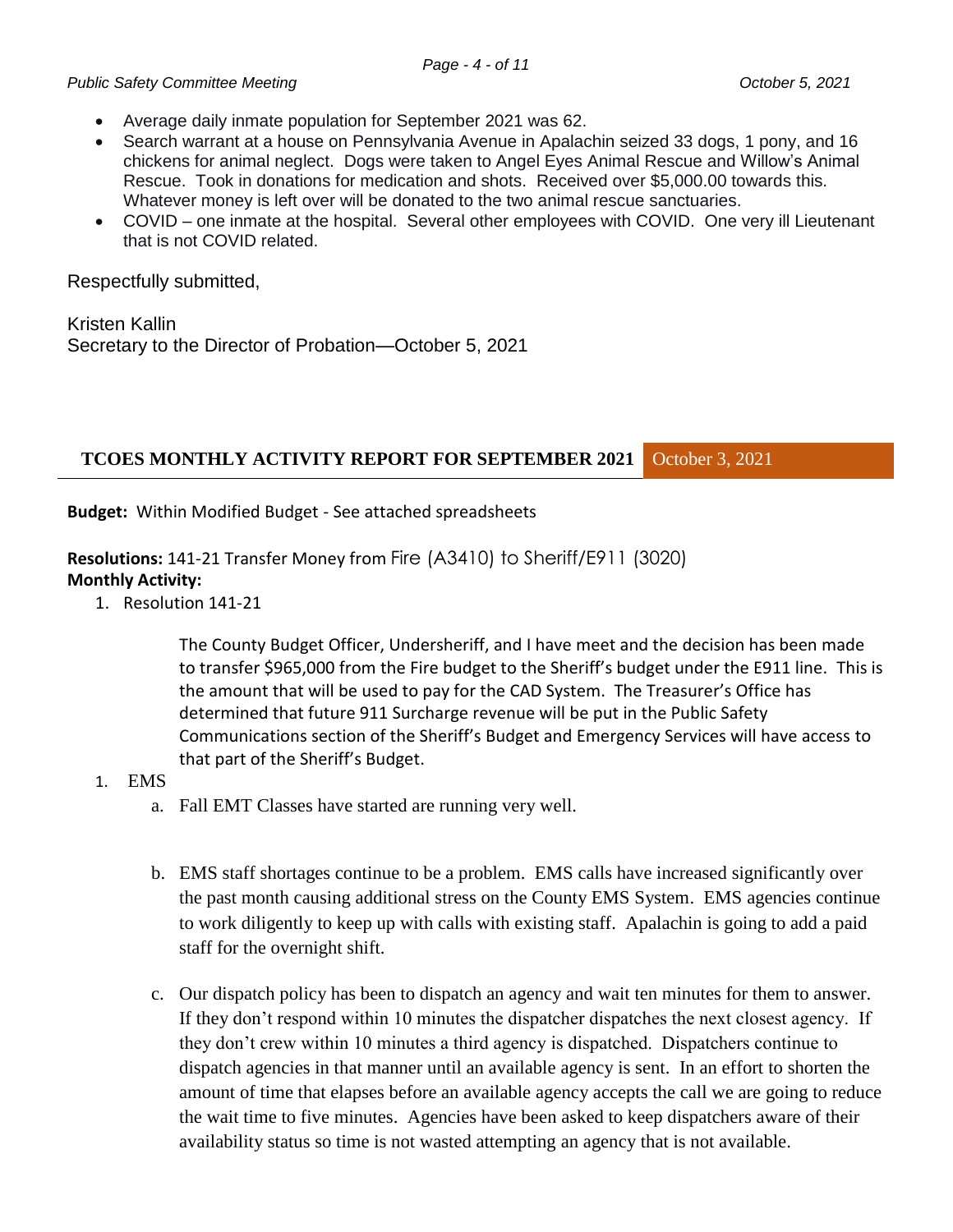- Average daily inmate population for September 2021 was 62.
- Search warrant at a house on Pennsylvania Avenue in Apalachin seized 33 dogs, 1 pony, and 16 chickens for animal neglect. Dogs were taken to Angel Eyes Animal Rescue and Willow's Animal Rescue. Took in donations for medication and shots. Received over $5,000.00 towards this. Whatever money is left over will be donated to the two animal rescue sanctuaries.
- COVID – one inmate at the hospital. Several other employees with COVID. One very ill Lieutenant that is not COVID related.

Respectfully submitted,

Kristen Kallin
Secretary to the Director of Probation—October 5, 2021

## TCOES MONTHLY ACTIVITY REPORT FOR SEPTEMBER 2021 October 3, 2021

**Budget:** Within Modified Budget - See attached spreadsheets

**Resolutions:** 141-21 Transfer Money from Fire (A3410) to Sheriff/E911 (3020)
**Monthly Activity:**

1. Resolution 141-21

   The County Budget Officer, Undersheriff, and I have meet and the decision has been made to transfer $965,000 from the Fire budget to the Sheriff's budget under the E911 line. This is the amount that will be used to pay for the CAD System. The Treasurer's Office has determined that future 911 Surcharge revenue will be put in the Public Safety Communications section of the Sheriff's Budget and Emergency Services will have access to that part of the Sheriff's Budget.

1. EMS
   a. Fall EMT Classes have started are running very well.

   b. EMS staff shortages continue to be a problem. EMS calls have increased significantly over the past month causing additional stress on the County EMS System. EMS agencies continue to work diligently to keep up with calls with existing staff. Apalachin is going to add a paid staff for the overnight shift.

   c. Our dispatch policy has been to dispatch an agency and wait ten minutes for them to answer. If they don't respond within 10 minutes the dispatcher dispatches the next closest agency. If they don't crew within 10 minutes a third agency is dispatched. Dispatchers continue to dispatch agencies in that manner until an available agency is sent. In an effort to shorten the amount of time that elapses before an available agency accepts the call we are going to reduce the wait time to five minutes. Agencies have been asked to keep dispatchers aware of their availability status so time is not wasted attempting an agency that is not available.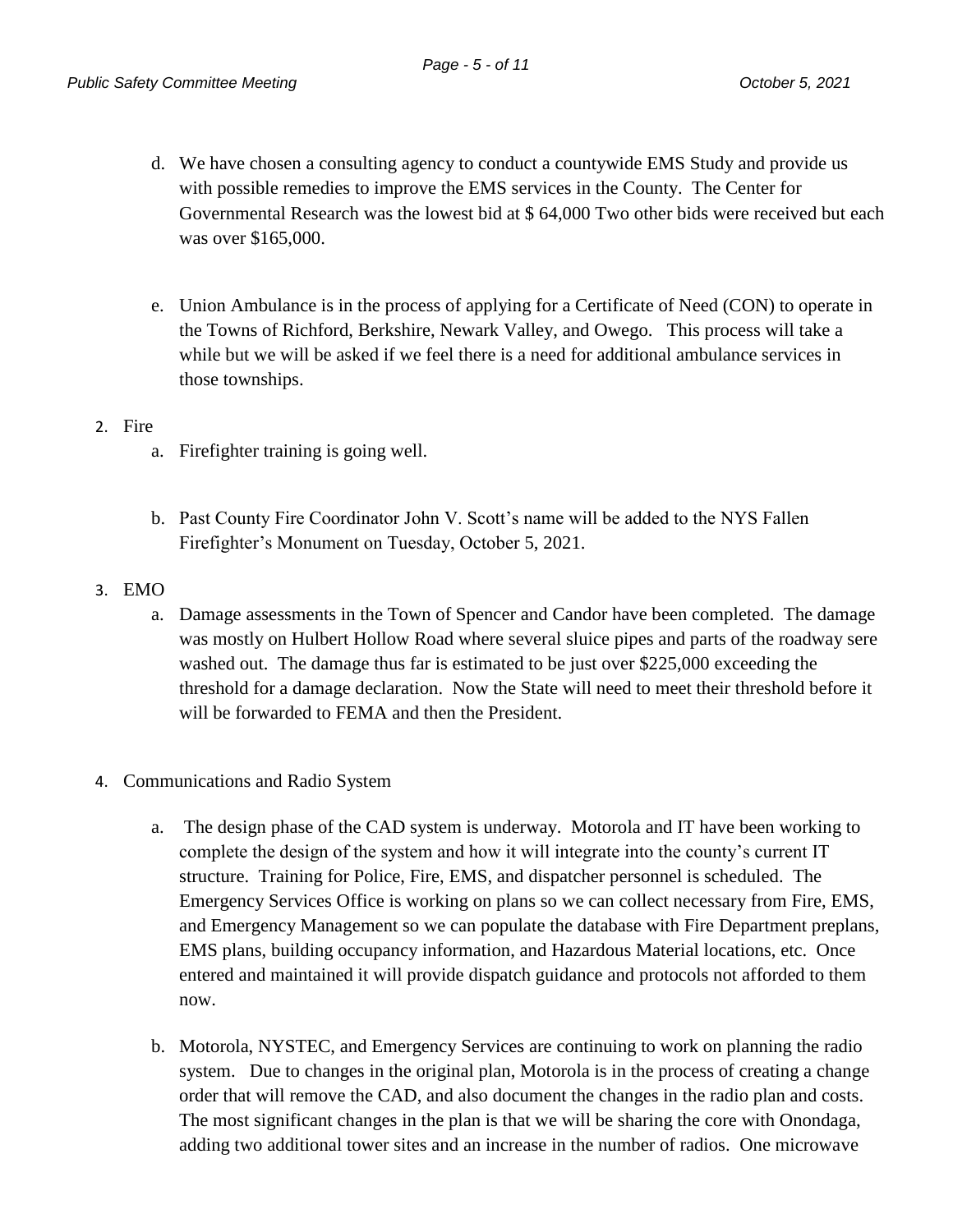d. We have chosen a consulting agency to conduct a countywide EMS Study and provide us with possible remedies to improve the EMS services in the County. The Center for Governmental Research was the lowest bid at $ 64,000 Two other bids were received but each was over $165,000.

e. Union Ambulance is in the process of applying for a Certificate of Need (CON) to operate in the Towns of Richford, Berkshire, Newark Valley, and Owego. This process will take a while but we will be asked if we feel there is a need for additional ambulance services in those townships.

2. Fire
   a. Firefighter training is going well.

   b. Past County Fire Coordinator John V. Scott's name will be added to the NYS Fallen Firefighter's Monument on Tuesday, October 5, 2021.

3. EMO
   a. Damage assessments in the Town of Spencer and Candor have been completed. The damage was mostly on Hulbert Hollow Road where several sluice pipes and parts of the roadway sere washed out. The damage thus far is estimated to be just over $225,000 exceeding the threshold for a damage declaration. Now the State will need to meet their threshold before it will be forwarded to FEMA and then the President.

4. Communications and Radio System
   a. The design phase of the CAD system is underway. Motorola and IT have been working to complete the design of the system and how it will integrate into the county's current IT structure. Training for Police, Fire, EMS, and dispatcher personnel is scheduled. The Emergency Services Office is working on plans so we can collect necessary from Fire, EMS, and Emergency Management so we can populate the database with Fire Department preplans, EMS plans, building occupancy information, and Hazardous Material locations, etc. Once entered and maintained it will provide dispatch guidance and protocols not afforded to them now.

   b. Motorola, NYSTEC, and Emergency Services are continuing to work on planning the radio system. Due to changes in the original plan, Motorola is in the process of creating a change order that will remove the CAD, and also document the changes in the radio plan and costs. The most significant changes in the plan is that we will be sharing the core with Onondaga, adding two additional tower sites and an increase in the number of radios. One microwave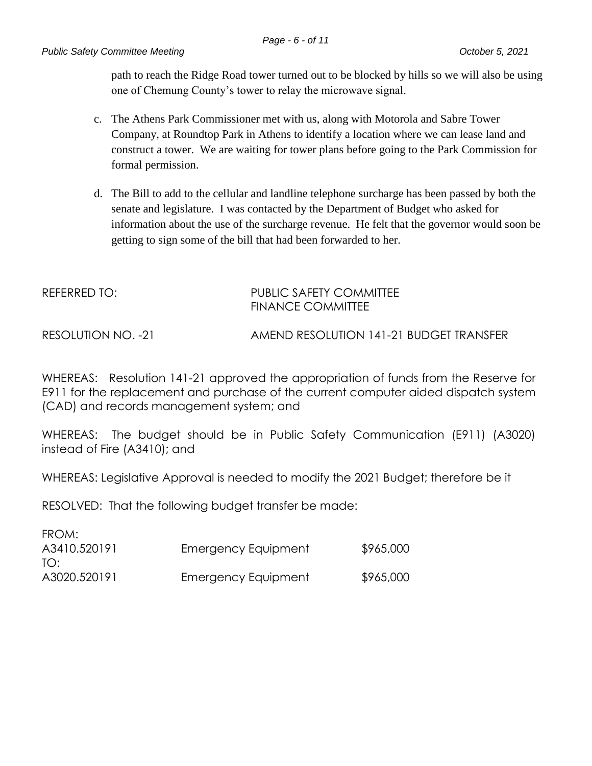path to reach the Ridge Road tower turned out to be blocked by hills so we will also be using one of Chemung County's tower to relay the microwave signal.

c. The Athens Park Commissioner met with us, along with Motorola and Sabre Tower Company, at Roundtop Park in Athens to identify a location where we can lease land and construct a tower. We are waiting for tower plans before going to the Park Commission for formal permission.

d. The Bill to add to the cellular and landline telephone surcharge has been passed by both the senate and legislature. I was contacted by the Department of Budget who asked for information about the use of the surcharge revenue. He felt that the governor would soon be getting to sign some of the bill that had been forwarded to her.

REFERRED TO: PUBLIC SAFETY COMMITTEE
FINANCE COMMITTEE

RESOLUTION NO. -21 AMEND RESOLUTION 141-21 BUDGET TRANSFER

WHEREAS: Resolution 141-21 approved the appropriation of funds from the Reserve for E911 for the replacement and purchase of the current computer aided dispatch system (CAD) and records management system; and

WHEREAS: The budget should be in Public Safety Communication (E911) (A3020) instead of Fire (A3410); and

WHEREAS: Legislative Approval is needed to modify the 2021 Budget; therefore be it

RESOLVED: That the following budget transfer be made:

| | | |
|---|---|---|
| FROM: | | |
| A3410.520191 | Emergency Equipment | $965,000 |
| TO: | | |
| A3020.520191 | Emergency Equipment | $965,000 |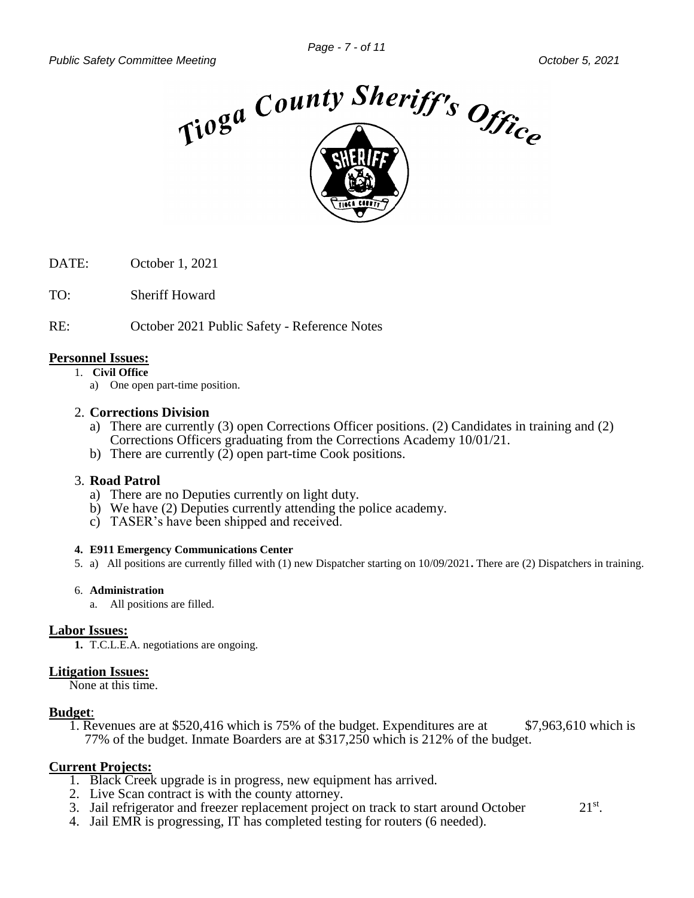# Tioga County Sheriff's Office

DATE: October 1, 2021

TO: Sheriff Howard

RE: October 2021 Public Safety - Reference Notes

## Personnel Issues:

1. **Civil Office**
   a) One open part-time position.

2. **Corrections Division**
   a) There are currently (3) open Corrections Officer positions. (2) Candidates in training and (2) Corrections Officers graduating from the Corrections Academy 10/01/21.
   b) There are currently (2) open part-time Cook positions.

3. **Road Patrol**
   a) There are no Deputies currently on light duty.
   b) We have (2) Deputies currently attending the police academy.
   c) TASER's have been shipped and received.

4. **E911 Emergency Communications Center**

5. a) All positions are currently filled with (1) new Dispatcher starting on 10/09/2021. There are (2) Dispatchers in training.

6. **Administration**
   a. All positions are filled.

## Labor Issues:

1. T.C.L.E.A. negotiations are ongoing.

## Litigation Issues:

None at this time.

## Budget:

1. Revenues are at $520,416 which is 75% of the budget. Expenditures are at $7,963,610 which is 77% of the budget. Inmate Boarders are at $317,250 which is 212% of the budget.

## Current Projects:

1. Black Creek upgrade is in progress, new equipment has arrived.
2. Live Scan contract is with the county attorney.
3. Jail refrigerator and freezer replacement project on track to start around October 21st.
4. Jail EMR is progressing, IT has completed testing for routers (6 needed).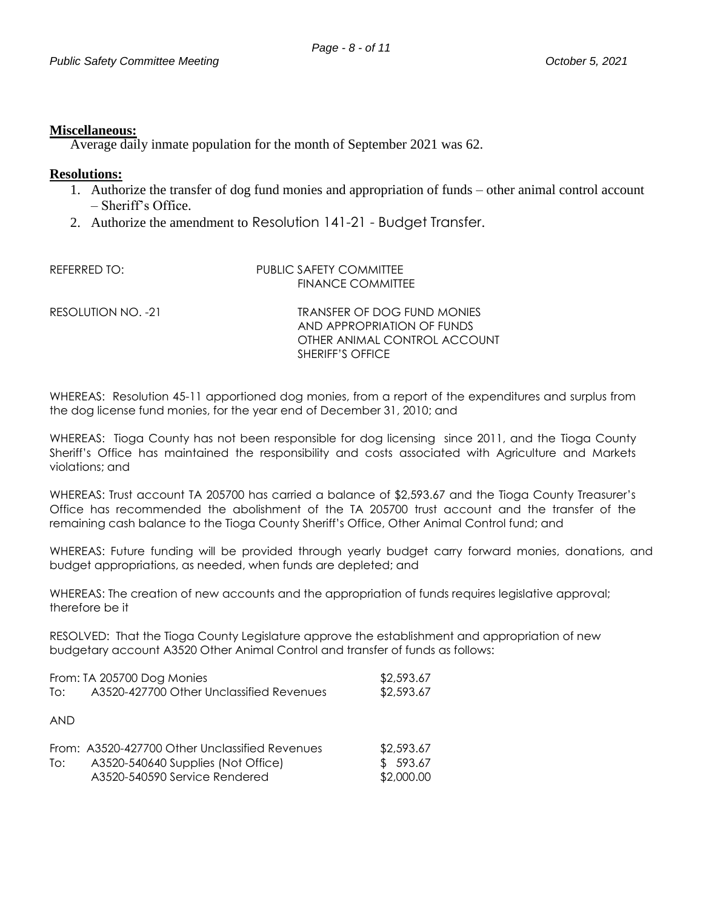**Miscellaneous:**

Average daily inmate population for the month of September 2021 was 62.

**Resolutions:**

1. Authorize the transfer of dog fund monies and appropriation of funds – other animal control account – Sheriff's Office.
2. Authorize the amendment to Resolution 141-21 - Budget Transfer.

REFERRED TO: PUBLIC SAFETY COMMITTEE
FINANCE COMMITTEE

RESOLUTION NO. -21 TRANSFER OF DOG FUND MONIES
AND APPROPRIATION OF FUNDS
OTHER ANIMAL CONTROL ACCOUNT
SHERIFF'S OFFICE

WHEREAS: Resolution 45-11 apportioned dog monies, from a report of the expenditures and surplus from the dog license fund monies, for the year end of December 31, 2010; and

WHEREAS: Tioga County has not been responsible for dog licensing since 2011, and the Tioga County Sheriff's Office has maintained the responsibility and costs associated with Agriculture and Markets violations; and

WHEREAS: Trust account TA 205700 has carried a balance of $2,593.67 and the Tioga County Treasurer's Office has recommended the abolishment of the TA 205700 trust account and the transfer of the remaining cash balance to the Tioga County Sheriff's Office, Other Animal Control fund; and

WHEREAS: Future funding will be provided through yearly budget carry forward monies, donations, and budget appropriations, as needed, when funds are depleted; and

WHEREAS: The creation of new accounts and the appropriation of funds requires legislative approval; therefore be it

RESOLVED: That the Tioga County Legislature approve the establishment and appropriation of new budgetary account A3520 Other Animal Control and transfer of funds as follows:

| | | |
|---|---|---|
| From: | TA 205700 Dog Monies | $2,593.67 |
| To: | A3520-427700 Other Unclassified Revenues | $2,593.67 |

AND

| | | |
|---|---|---|
| From: | A3520-427700 Other Unclassified Revenues | $2,593.67 |
| To: | A3520-540640 Supplies (Not Office) | $ 593.67 |
| | A3520-540590 Service Rendered | $2,000.00 |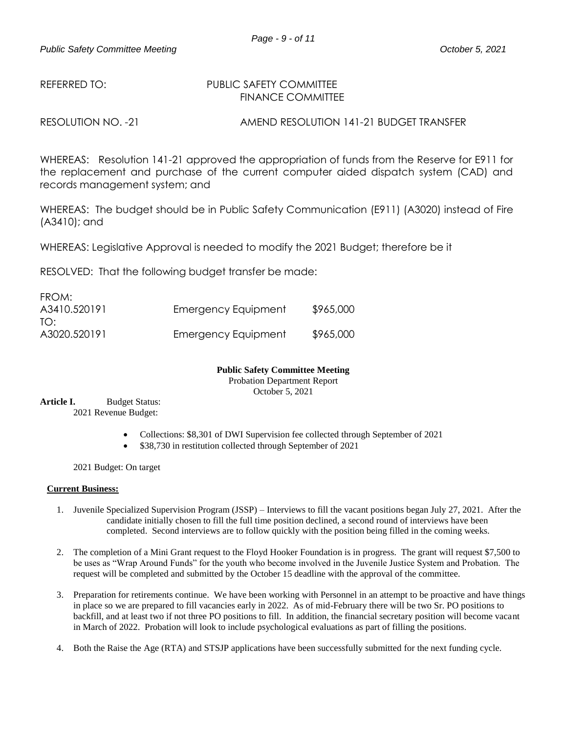REFERRED TO: PUBLIC SAFETY COMMITTEE
FINANCE COMMITTEE

RESOLUTION NO. -21 AMEND RESOLUTION 141-21 BUDGET TRANSFER

WHEREAS: Resolution 141-21 approved the appropriation of funds from the Reserve for E911 for the replacement and purchase of the current computer aided dispatch system (CAD) and records management system; and

WHEREAS: The budget should be in Public Safety Communication (E911) (A3020) instead of Fire (A3410); and

WHEREAS: Legislative Approval is needed to modify the 2021 Budget; therefore be it

RESOLVED: That the following budget transfer be made:

| | | |
|---|---|---|
| FROM: | | |
| A3410.520191 | Emergency Equipment | $965,000 |
| TO: | | |
| A3020.520191 | Emergency Equipment | $965,000 |

**Public Safety Committee Meeting**

Probation Department Report

October 5, 2021

**Article I.** Budget Status:

2021 Revenue Budget:

- Collections: $8,301 of DWI Supervision fee collected through September of 2021
- $38,730 in restitution collected through September of 2021

2021 Budget: On target

**Current Business:**

1. Juvenile Specialized Supervision Program (JSSP) – Interviews to fill the vacant positions began July 27, 2021. After the candidate initially chosen to fill the full time position declined, a second round of interviews have been completed. Second interviews are to follow quickly with the position being filled in the coming weeks.

2. The completion of a Mini Grant request to the Floyd Hooker Foundation is in progress. The grant will request $7,500 to be uses as "Wrap Around Funds" for the youth who become involved in the Juvenile Justice System and Probation. The request will be completed and submitted by the October 15 deadline with the approval of the committee.

3. Preparation for retirements continue. We have been working with Personnel in an attempt to be proactive and have things in place so we are prepared to fill vacancies early in 2022. As of mid-February there will be two Sr. PO positions to backfill, and at least two if not three PO positions to fill. In addition, the financial secretary position will become vacant in March of 2022. Probation will look to include psychological evaluations as part of filling the positions.

4. Both the Raise the Age (RTA) and STSJP applications have been successfully submitted for the next funding cycle.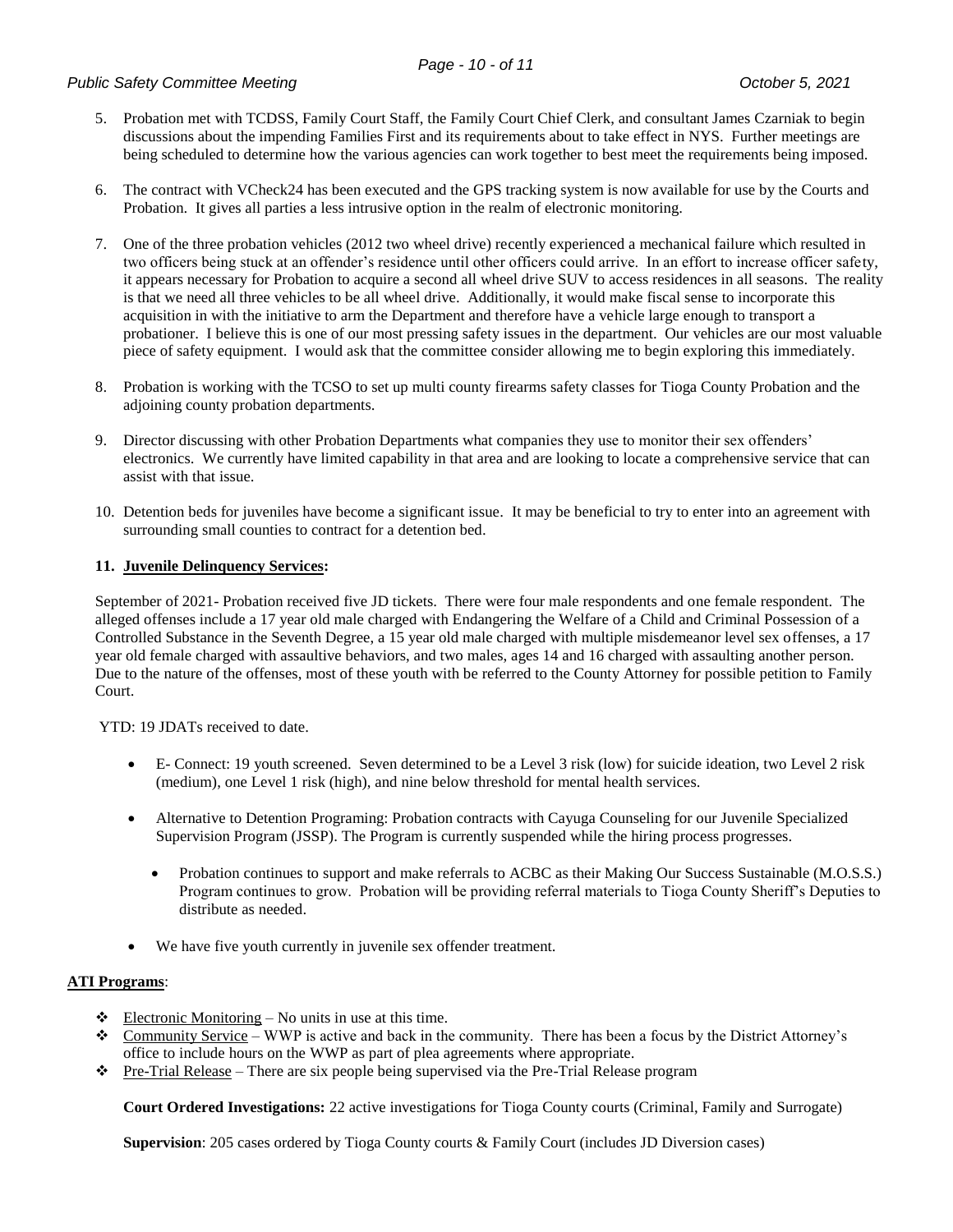5. Probation met with TCDSS, Family Court Staff, the Family Court Chief Clerk, and consultant James Czarniak to begin discussions about the impending Families First and its requirements about to take effect in NYS. Further meetings are being scheduled to determine how the various agencies can work together to best meet the requirements being imposed.

6. The contract with VCheck24 has been executed and the GPS tracking system is now available for use by the Courts and Probation. It gives all parties a less intrusive option in the realm of electronic monitoring.

7. One of the three probation vehicles (2012 two wheel drive) recently experienced a mechanical failure which resulted in two officers being stuck at an offender's residence until other officers could arrive. In an effort to increase officer safety, it appears necessary for Probation to acquire a second all wheel drive SUV to access residences in all seasons. The reality is that we need all three vehicles to be all wheel drive. Additionally, it would make fiscal sense to incorporate this acquisition in with the initiative to arm the Department and therefore have a vehicle large enough to transport a probationer. I believe this is one of our most pressing safety issues in the department. Our vehicles are our most valuable piece of safety equipment. I would ask that the committee consider allowing me to begin exploring this immediately.

8. Probation is working with the TCSO to set up multi county firearms safety classes for Tioga County Probation and the adjoining county probation departments.

9. Director discussing with other Probation Departments what companies they use to monitor their sex offenders' electronics. We currently have limited capability in that area and are looking to locate a comprehensive service that can assist with that issue.

10. Detention beds for juveniles have become a significant issue. It may be beneficial to try to enter into an agreement with surrounding small counties to contract for a detention bed.

**11. <u>Juvenile Delinquency Services</u>:**

September of 2021- Probation received five JD tickets. There were four male respondents and one female respondent. The alleged offenses include a 17 year old male charged with Endangering the Welfare of a Child and Criminal Possession of a Controlled Substance in the Seventh Degree, a 15 year old male charged with multiple misdemeanor level sex offenses, a 17 year old female charged with assaultive behaviors, and two males, ages 14 and 16 charged with assaulting another person. Due to the nature of the offenses, most of these youth with be referred to the County Attorney for possible petition to Family Court.

YTD: 19 JDATs received to date.

- E- Connect: 19 youth screened. Seven determined to be a Level 3 risk (low) for suicide ideation, two Level 2 risk (medium), one Level 1 risk (high), and nine below threshold for mental health services.
- Alternative to Detention Programing: Probation contracts with Cayuga Counseling for our Juvenile Specialized Supervision Program (JSSP). The Program is currently suspended while the hiring process progresses.
  - Probation continues to support and make referrals to ACBC as their Making Our Success Sustainable (M.O.S.S.) Program continues to grow. Probation will be providing referral materials to Tioga County Sheriff's Deputies to distribute as needed.
- We have five youth currently in juvenile sex offender treatment.

**<u>ATI Programs</u>**:

- <u>Electronic Monitoring</u> – No units in use at this time.
- <u>Community Service</u> – WWP is active and back in the community. There has been a focus by the District Attorney's office to include hours on the WWP as part of plea agreements where appropriate.
- <u>Pre-Trial Release</u> – There are six people being supervised via the Pre-Trial Release program

**Court Ordered Investigations:** 22 active investigations for Tioga County courts (Criminal, Family and Surrogate)

**Supervision**: 205 cases ordered by Tioga County courts & Family Court (includes JD Diversion cases)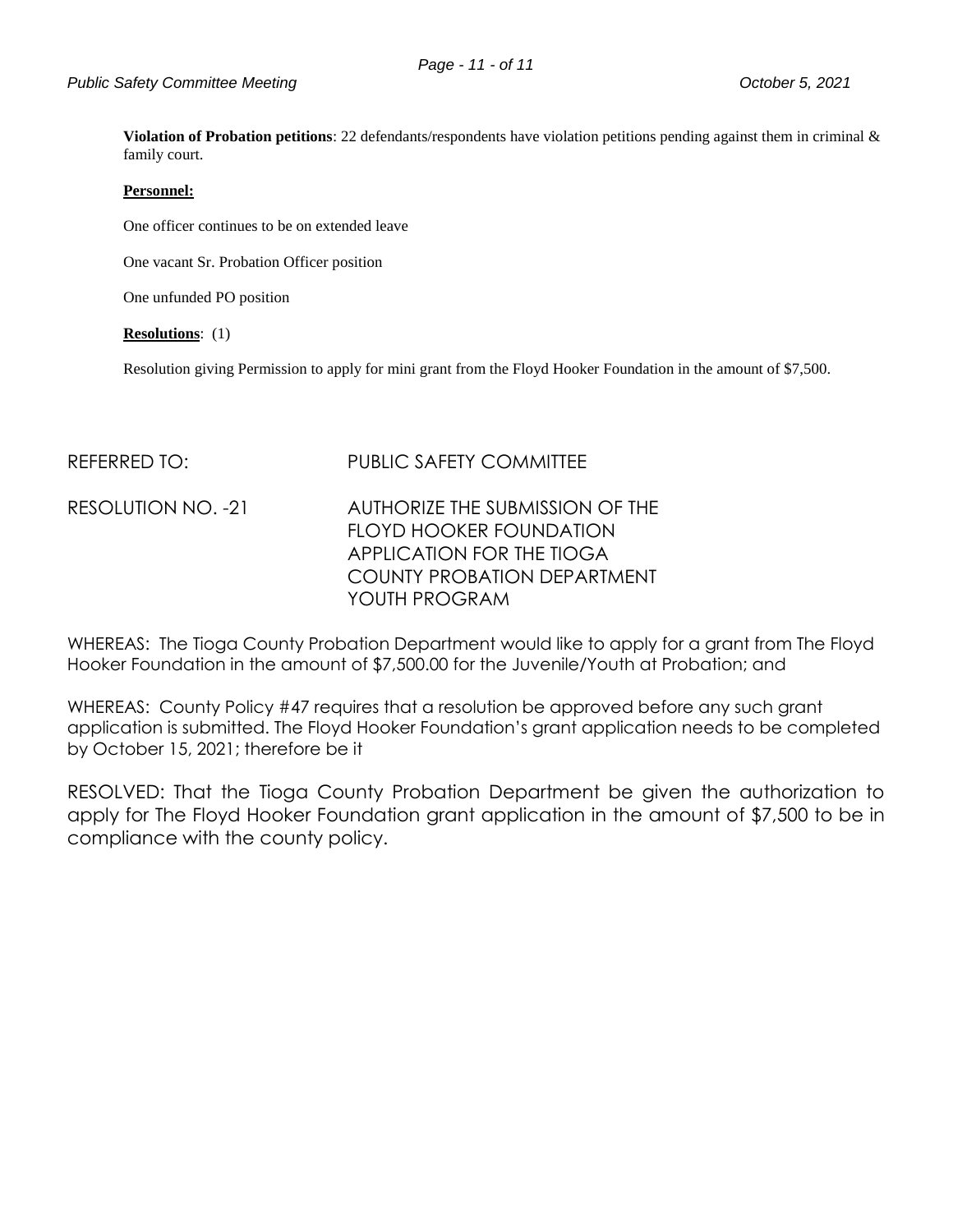**Violation of Probation petitions**: 22 defendants/respondents have violation petitions pending against them in criminal & family court.

**Personnel:**

One officer continues to be on extended leave

One vacant Sr. Probation Officer position

One unfunded PO position

**Resolutions**: (1)

Resolution giving Permission to apply for mini grant from the Floyd Hooker Foundation in the amount of $7,500.

REFERRED TO: PUBLIC SAFETY COMMITTEE

RESOLUTION NO. -21 AUTHORIZE THE SUBMISSION OF THE FLOYD HOOKER FOUNDATION APPLICATION FOR THE TIOGA COUNTY PROBATION DEPARTMENT YOUTH PROGRAM

WHEREAS: The Tioga County Probation Department would like to apply for a grant from The Floyd Hooker Foundation in the amount of $7,500.00 for the Juvenile/Youth at Probation; and

WHEREAS: County Policy #47 requires that a resolution be approved before any such grant application is submitted. The Floyd Hooker Foundation's grant application needs to be completed by October 15, 2021; therefore be it

RESOLVED: That the Tioga County Probation Department be given the authorization to apply for The Floyd Hooker Foundation grant application in the amount of $7,500 to be in compliance with the county policy.